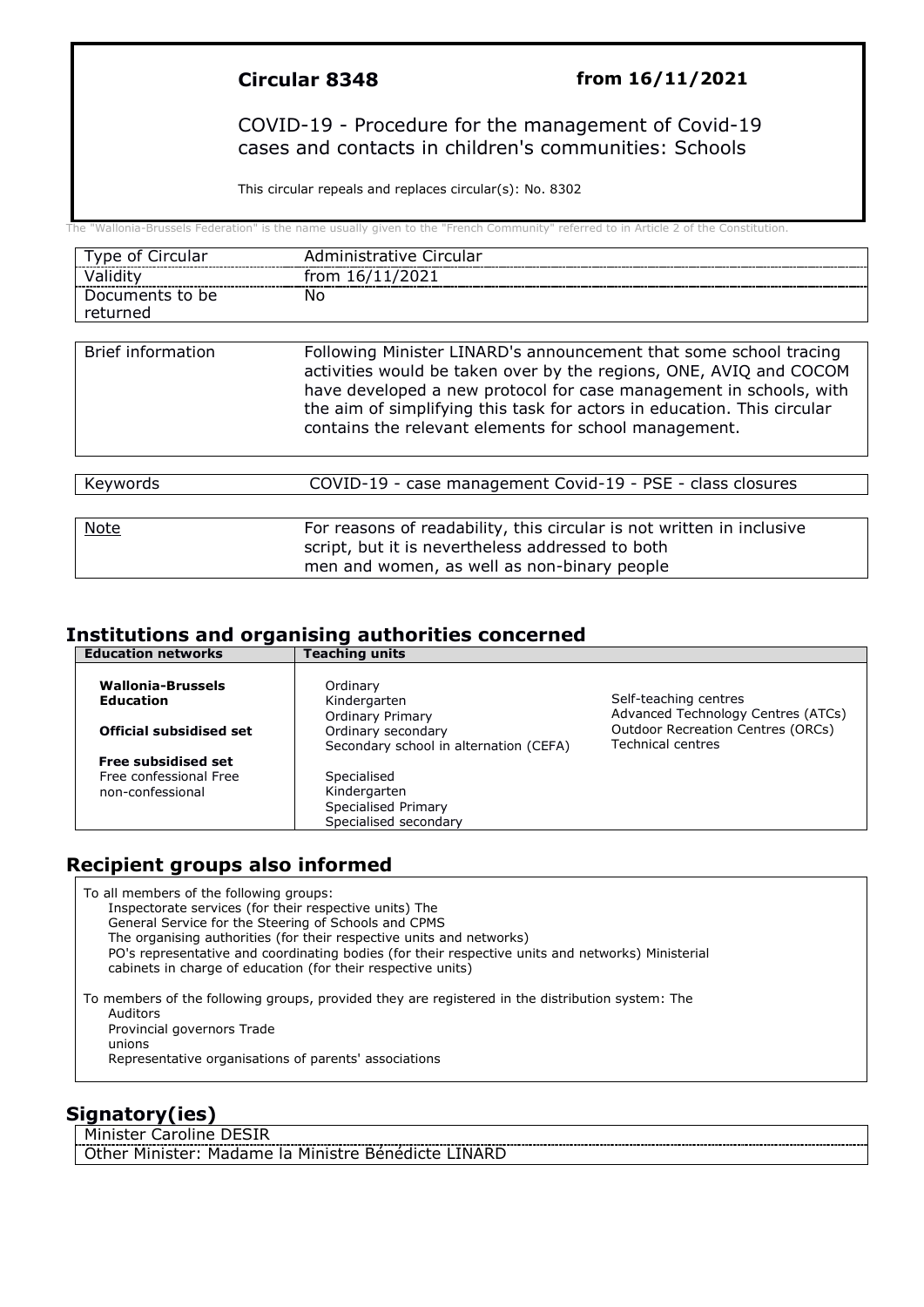**Circular 8348** **from 16/11/2021**

COVID-19 - Procedure for the management of Covid-19 cases and contacts in children's communities: Schools

This circular repeals and replaces circular(s): No. 8302

The "Wallonia-Brussels Federation" is the name usually given to the "French Community" referred to in Article 2 of the Constitution.

| | |
|---|---|
| Type of Circular | Administrative Circular |
| Validity | from 16/11/2021 |
| Documents to be returned | No |

| | |
|---|---|
| Brief information | Following Minister LINARD's announcement that some school tracing activities would be taken over by the regions, ONE, AVIQ and COCOM have developed a new protocol for case management in schools, with the aim of simplifying this task for actors in education. This circular contains the relevant elements for school management. |

| | |
|---|---|
| Keywords | COVID-19 - case management Covid-19 - PSE - class closures |

| | |
|---|---|
| Note | For reasons of readability, this circular is not written in inclusive script, but it is nevertheless addressed to both men and women, as well as non-binary people |

## Institutions and organising authorities concerned

| Education networks | Teaching units | |
|---|---|---|
| **Wallonia-Brussels Education**<br><br>**Official subsidised set**<br><br>**Free subsidised set**<br>Free confessional Free non-confessional | Ordinary<br>Kindergarten<br>Ordinary Primary<br>Ordinary secondary<br>Secondary school in alternation (CEFA)<br><br>Specialised<br>Kindergarten<br>Specialised Primary<br>Specialised secondary | Self-teaching centres<br>Advanced Technology Centres (ATCs)<br>Outdoor Recreation Centres (ORCs)<br>Technical centres |

## Recipient groups also informed

To all members of the following groups:
- Inspectorate services (for their respective units) The
- General Service for the Steering of Schools and CPMS
- The organising authorities (for their respective units and networks)
- PO's representative and coordinating bodies (for their respective units and networks) Ministerial cabinets in charge of education (for their respective units)

To members of the following groups, provided they are registered in the distribution system: The
- Auditors
- Provincial governors Trade unions
- Representative organisations of parents' associations

## Signatory(ies)

| |
|---|
| Minister Caroline DESIR |
| Other Minister: Madame la Ministre Bénédicte LINARD |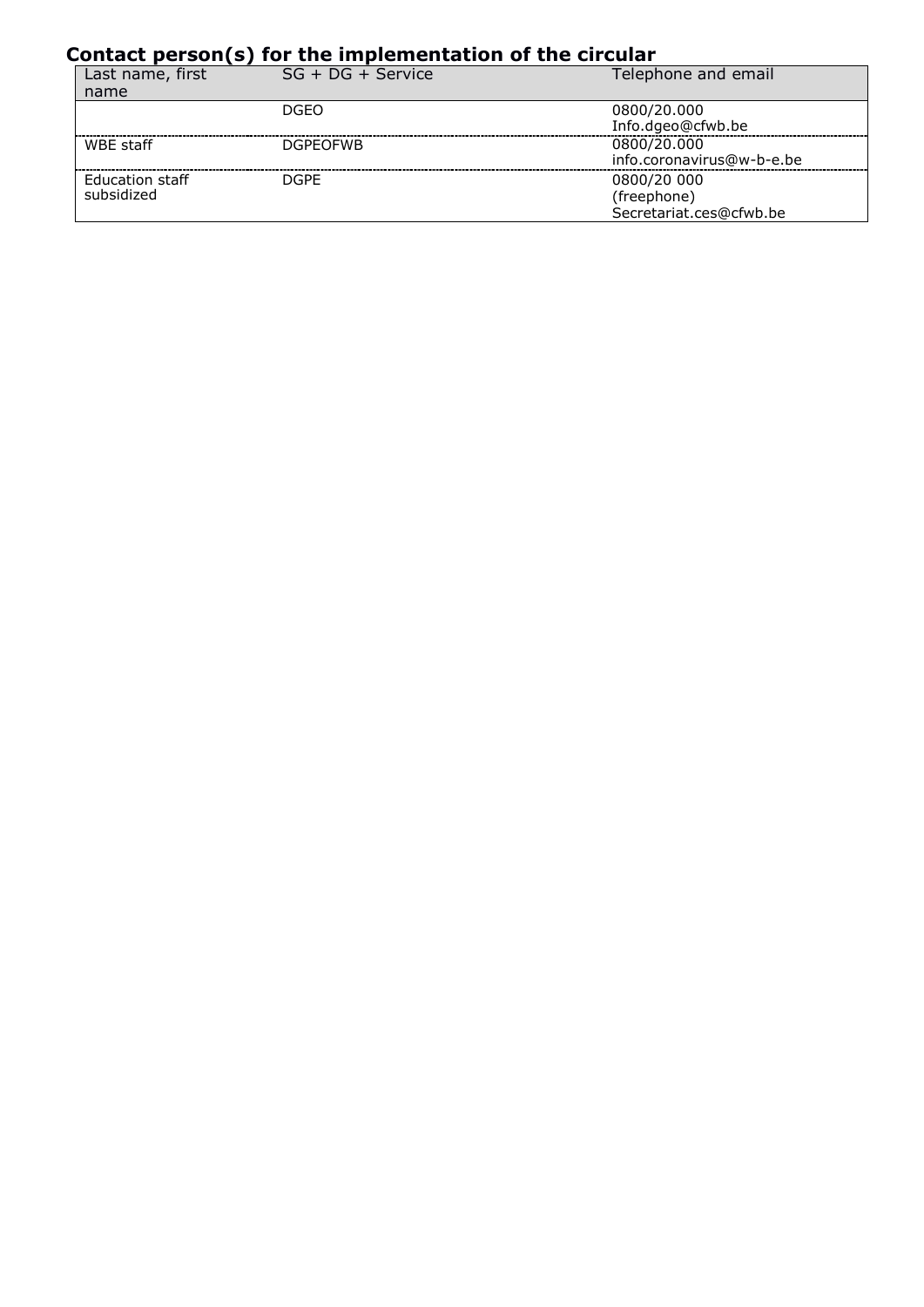## Contact person(s) for the implementation of the circular

| Last name, first name | SG + DG + Service | Telephone and email |
|---|---|---|
| | DGEO | 0800/20.000<br>Info.dgeo@cfwb.be |
| WBE staff | DGPEOFWB | 0800/20.000<br>info.coronavirus@w-b-e.be |
| Education staff subsidized | DGPE | 0800/20 000<br>(freephone)<br>Secretariat.ces@cfwb.be |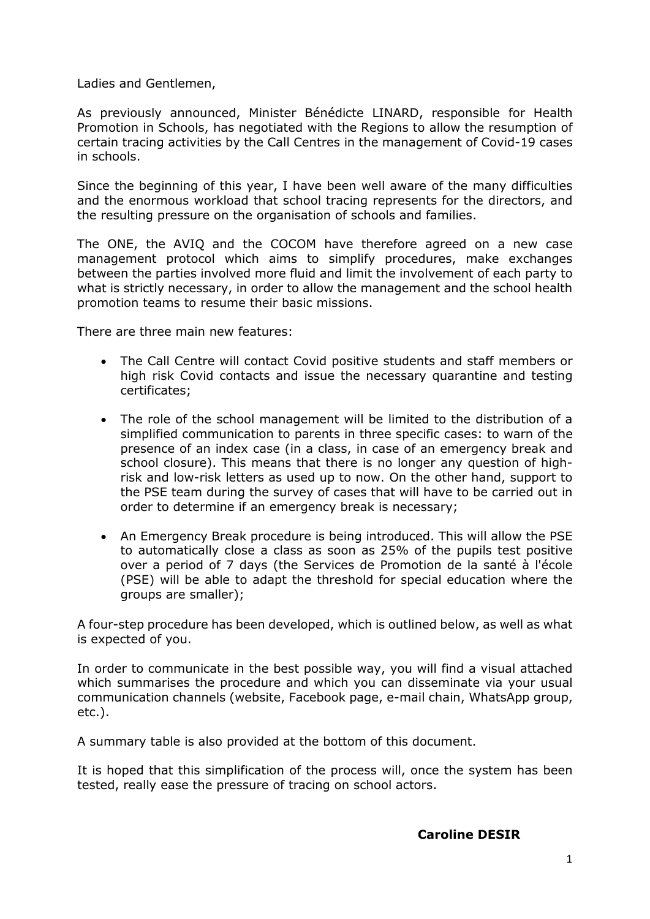Ladies and Gentlemen,

As previously announced, Minister Bénédicte LINARD, responsible for Health Promotion in Schools, has negotiated with the Regions to allow the resumption of certain tracing activities by the Call Centres in the management of Covid-19 cases in schools.

Since the beginning of this year, I have been well aware of the many difficulties and the enormous workload that school tracing represents for the directors, and the resulting pressure on the organisation of schools and families.

The ONE, the AVIQ and the COCOM have therefore agreed on a new case management protocol which aims to simplify procedures, make exchanges between the parties involved more fluid and limit the involvement of each party to what is strictly necessary, in order to allow the management and the school health promotion teams to resume their basic missions.

There are three main new features:

- The Call Centre will contact Covid positive students and staff members or high risk Covid contacts and issue the necessary quarantine and testing certificates;
- The role of the school management will be limited to the distribution of a simplified communication to parents in three specific cases: to warn of the presence of an index case (in a class, in case of an emergency break and school closure). This means that there is no longer any question of high-risk and low-risk letters as used up to now. On the other hand, support to the PSE team during the survey of cases that will have to be carried out in order to determine if an emergency break is necessary;
- An Emergency Break procedure is being introduced. This will allow the PSE to automatically close a class as soon as 25% of the pupils test positive over a period of 7 days (the Services de Promotion de la santé à l'école (PSE) will be able to adapt the threshold for special education where the groups are smaller);

A four-step procedure has been developed, which is outlined below, as well as what is expected of you.

In order to communicate in the best possible way, you will find a visual attached which summarises the procedure and which you can disseminate via your usual communication channels (website, Facebook page, e-mail chain, WhatsApp group, etc.).

A summary table is also provided at the bottom of this document.

It is hoped that this simplification of the process will, once the system has been tested, really ease the pressure of tracing on school actors.

**Caroline DESIR**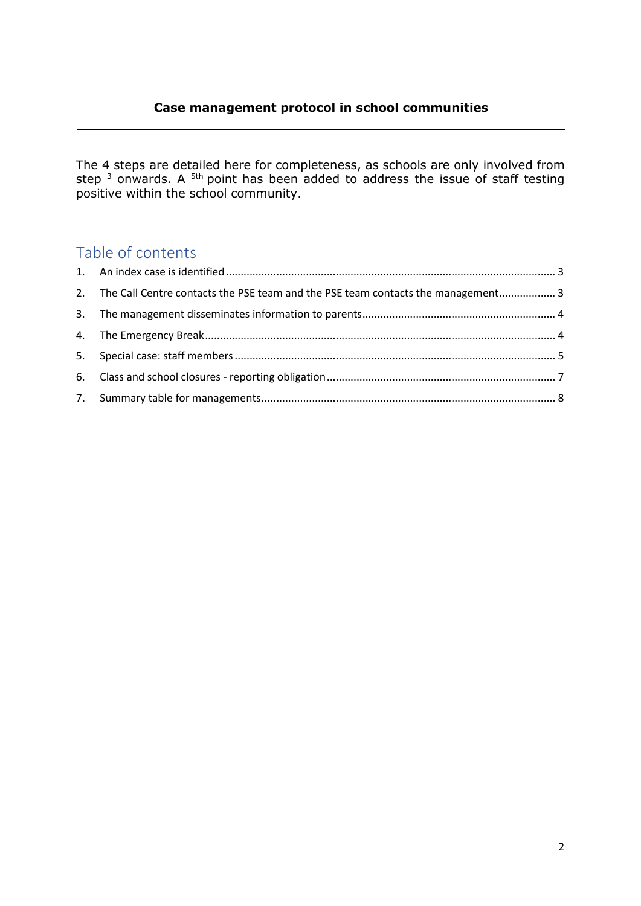**Case management protocol in school communities**

The 4 steps are detailed here for completeness, as schools are only involved from step 3 onwards. A 5th point has been added to address the issue of staff testing positive within the school community.

## Table of contents

1. An index case is identified ..... 3
2. The Call Centre contacts the PSE team and the PSE team contacts the management ..... 3
3. The management disseminates information to parents ..... 4
4. The Emergency Break ..... 4
5. Special case: staff members ..... 5
6. Class and school closures - reporting obligation ..... 7
7. Summary table for managements ..... 8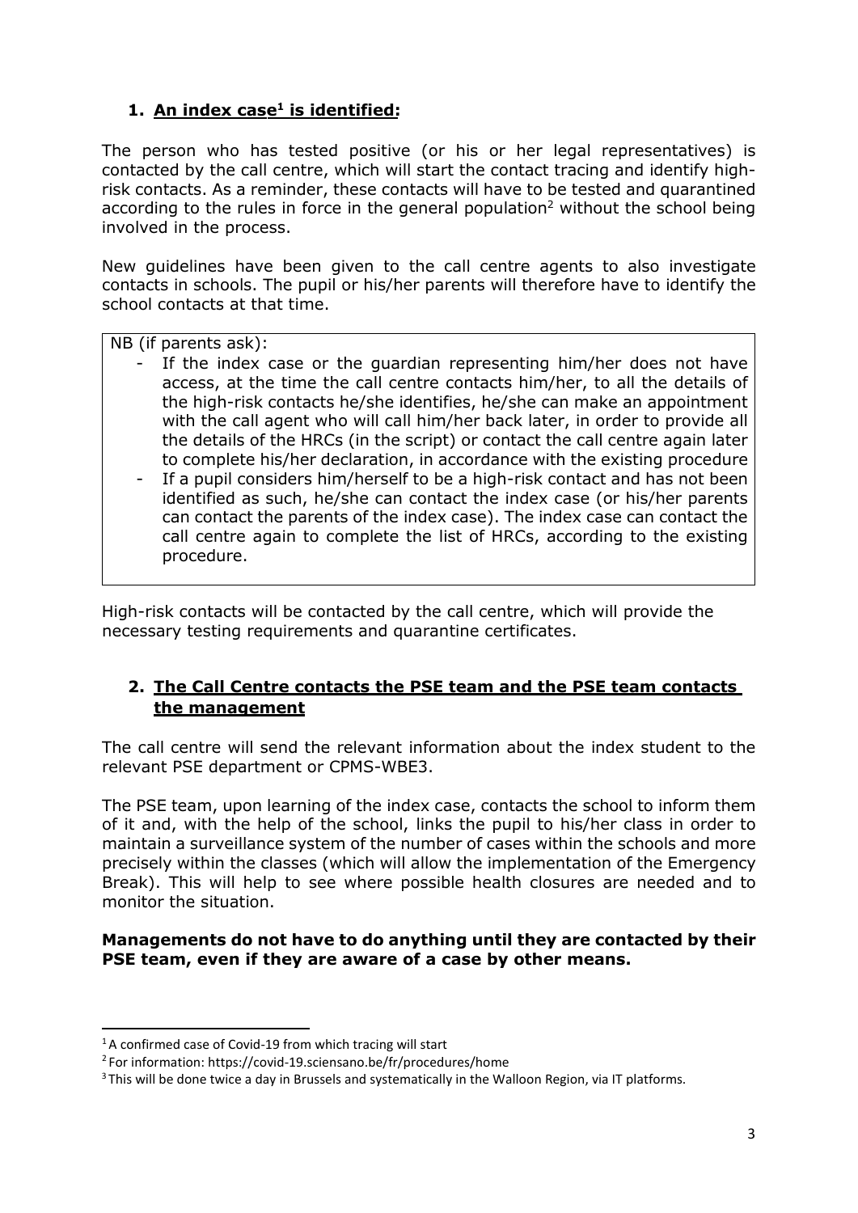## 1. An index case[1] is identified:

The person who has tested positive (or his or her legal representatives) is contacted by the call centre, which will start the contact tracing and identify high-risk contacts. As a reminder, these contacts will have to be tested and quarantined according to the rules in force in the general population[2] without the school being involved in the process.

New guidelines have been given to the call centre agents to also investigate contacts in schools. The pupil or his/her parents will therefore have to identify the school contacts at that time.

> NB (if parents ask):
>
> - If the index case or the guardian representing him/her does not have access, at the time the call centre contacts him/her, to all the details of the high-risk contacts he/she identifies, he/she can make an appointment with the call agent who will call him/her back later, in order to provide all the details of the HRCs (in the script) or contact the call centre again later to complete his/her declaration, in accordance with the existing procedure
> - If a pupil considers him/herself to be a high-risk contact and has not been identified as such, he/she can contact the index case (or his/her parents can contact the parents of the index case). The index case can contact the call centre again to complete the list of HRCs, according to the existing procedure.

High-risk contacts will be contacted by the call centre, which will provide the necessary testing requirements and quarantine certificates.

## 2. The Call Centre contacts the PSE team and the PSE team contacts the management

The call centre will send the relevant information about the index student to the relevant PSE department or CPMS-WBE[3].

The PSE team, upon learning of the index case, contacts the school to inform them of it and, with the help of the school, links the pupil to his/her class in order to maintain a surveillance system of the number of cases within the schools and more precisely within the classes (which will allow the implementation of the Emergency Break). This will help to see where possible health closures are needed and to monitor the situation.

**Managements do not have to do anything until they are contacted by their PSE team, even if they are aware of a case by other means.**

---

[1] A confirmed case of Covid-19 from which tracing will start

[2] For information: https://covid-19.sciensano.be/fr/procedures/home

[3] This will be done twice a day in Brussels and systematically in the Walloon Region, via IT platforms.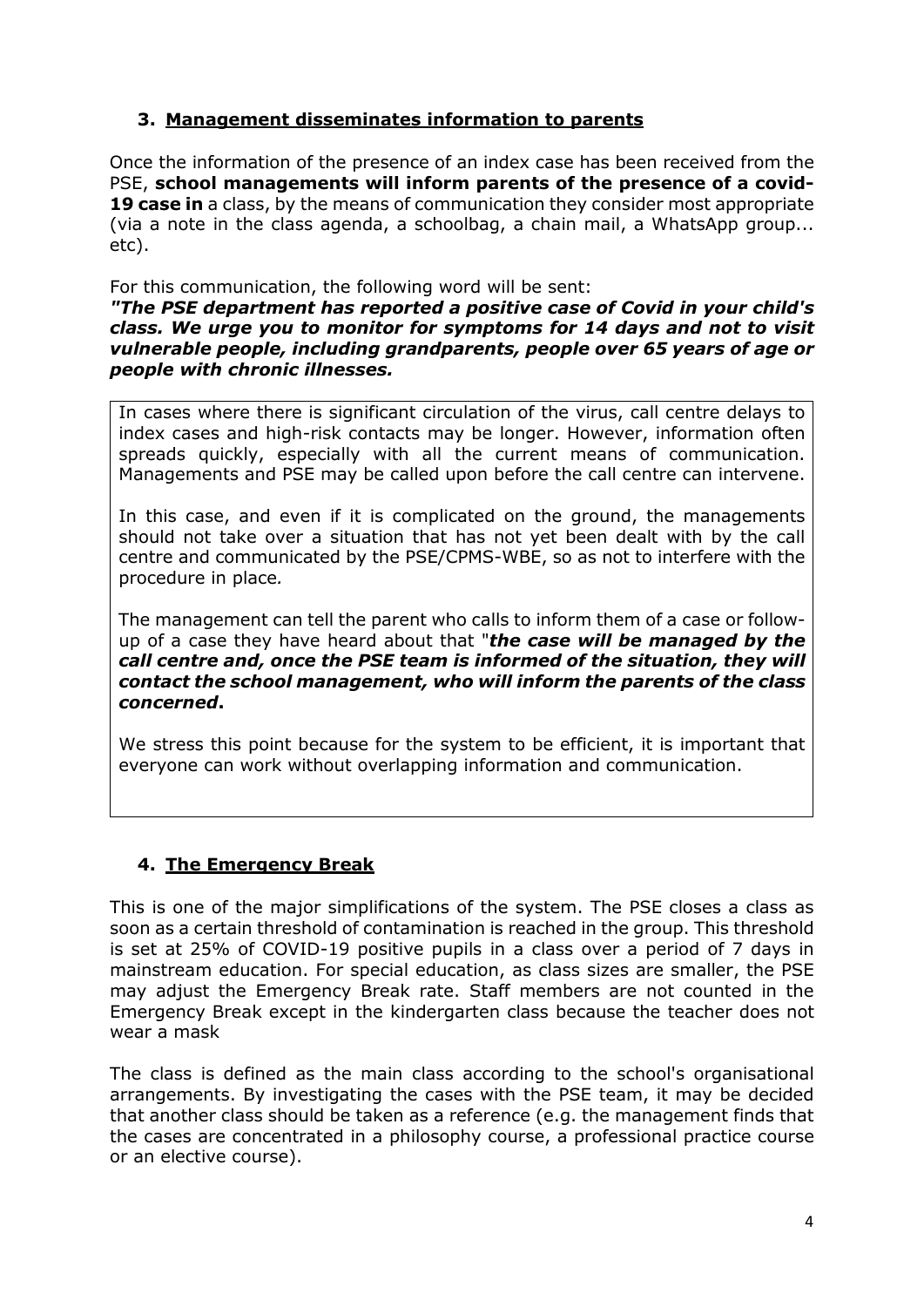### 3. Management disseminates information to parents

Once the information of the presence of an index case has been received from the PSE, **school managements will inform parents of the presence of a covid-19 case in** a class, by the means of communication they consider most appropriate (via a note in the class agenda, a schoolbag, a chain mail, a WhatsApp group... etc).

For this communication, the following word will be sent:

***"The PSE department has reported a positive case of Covid in your child's class. We urge you to monitor for symptoms for 14 days and not to visit vulnerable people, including grandparents, people over 65 years of age or people with chronic illnesses.***

In cases where there is significant circulation of the virus, call centre delays to index cases and high-risk contacts may be longer. However, information often spreads quickly, especially with all the current means of communication. Managements and PSE may be called upon before the call centre can intervene.

In this case, and even if it is complicated on the ground, the managements should not take over a situation that has not yet been dealt with by the call centre and communicated by the PSE/CPMS-WBE, so as not to interfere with the procedure in place*.*

The management can tell the parent who calls to inform them of a case or follow-up of a case they have heard about that "***the case will be managed by the call centre and, once the PSE team is informed of the situation, they will contact the school management, who will inform the parents of the class concerned*****.**

We stress this point because for the system to be efficient, it is important that everyone can work without overlapping information and communication.

### 4. The Emergency Break

This is one of the major simplifications of the system. The PSE closes a class as soon as a certain threshold of contamination is reached in the group. This threshold is set at 25% of COVID-19 positive pupils in a class over a period of 7 days in mainstream education. For special education, as class sizes are smaller, the PSE may adjust the Emergency Break rate. Staff members are not counted in the Emergency Break except in the kindergarten class because the teacher does not wear a mask

The class is defined as the main class according to the school's organisational arrangements. By investigating the cases with the PSE team, it may be decided that another class should be taken as a reference (e.g. the management finds that the cases are concentrated in a philosophy course, a professional practice course or an elective course).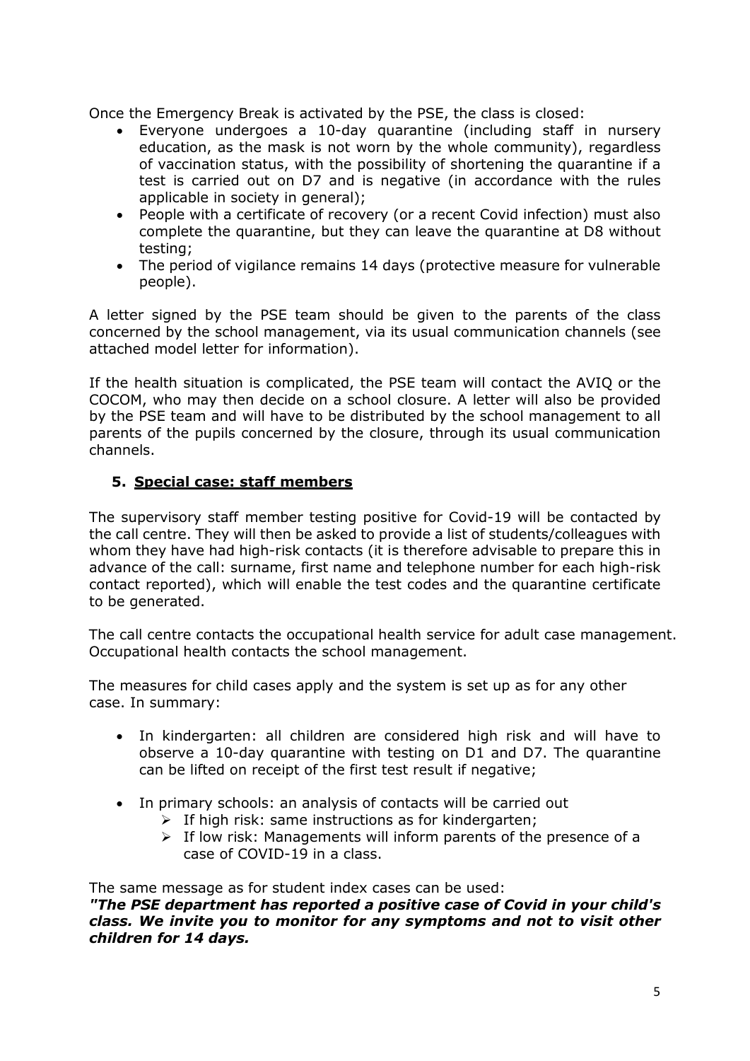Once the Emergency Break is activated by the PSE, the class is closed:

- Everyone undergoes a 10-day quarantine (including staff in nursery education, as the mask is not worn by the whole community), regardless of vaccination status, with the possibility of shortening the quarantine if a test is carried out on D7 and is negative (in accordance with the rules applicable in society in general);
- People with a certificate of recovery (or a recent Covid infection) must also complete the quarantine, but they can leave the quarantine at D8 without testing;
- The period of vigilance remains 14 days (protective measure for vulnerable people).

A letter signed by the PSE team should be given to the parents of the class concerned by the school management, via its usual communication channels (see attached model letter for information).

If the health situation is complicated, the PSE team will contact the AVIQ or the COCOM, who may then decide on a school closure. A letter will also be provided by the PSE team and will have to be distributed by the school management to all parents of the pupils concerned by the closure, through its usual communication channels.

## 5. Special case: staff members

The supervisory staff member testing positive for Covid-19 will be contacted by the call centre. They will then be asked to provide a list of students/colleagues with whom they have had high-risk contacts (it is therefore advisable to prepare this in advance of the call: surname, first name and telephone number for each high-risk contact reported), which will enable the test codes and the quarantine certificate to be generated.

The call centre contacts the occupational health service for adult case management. Occupational health contacts the school management.

The measures for child cases apply and the system is set up as for any other case. In summary:

- In kindergarten: all children are considered high risk and will have to observe a 10-day quarantine with testing on D1 and D7. The quarantine can be lifted on receipt of the first test result if negative;
- In primary schools: an analysis of contacts will be carried out
  - If high risk: same instructions as for kindergarten;
  - If low risk: Managements will inform parents of the presence of a case of COVID-19 in a class.

The same message as for student index cases can be used:

***"The PSE department has reported a positive case of Covid in your child's class. We invite you to monitor for any symptoms and not to visit other children for 14 days.***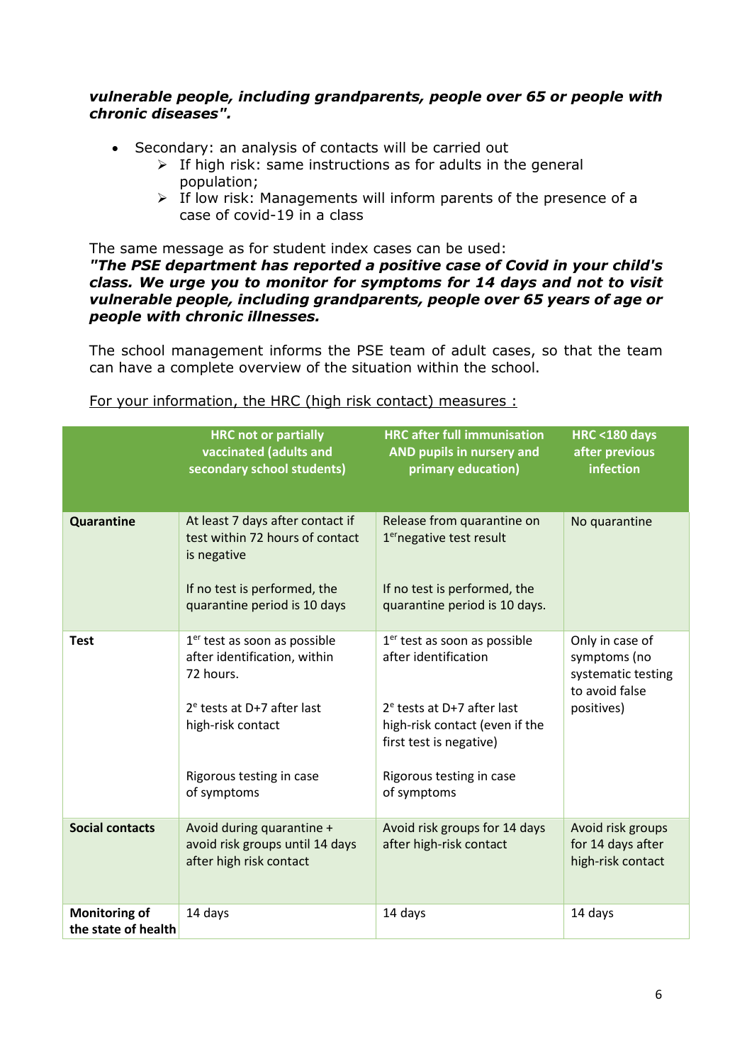***vulnerable people, including grandparents, people over 65 or people with chronic diseases".***

- Secondary: an analysis of contacts will be carried out
  - If high risk: same instructions as for adults in the general population;
  - If low risk: Managements will inform parents of the presence of a case of covid-19 in a class

The same message as for student index cases can be used:
***"The PSE department has reported a positive case of Covid in your child's class. We urge you to monitor for symptoms for 14 days and not to visit vulnerable people, including grandparents, people over 65 years of age or people with chronic illnesses.***

The school management informs the PSE team of adult cases, so that the team can have a complete overview of the situation within the school.

<u>For your information, the HRC (high risk contact) measures :</u>

| | HRC not or partially vaccinated (adults and secondary school students) | HRC after full immunisation AND pupils in nursery and primary education) | HRC <180 days after previous infection |
|---|---|---|---|
| **Quarantine** | At least 7 days after contact if test within 72 hours of contact is negative<br><br>If no test is performed, the quarantine period is 10 days | Release from quarantine on 1er negative test result<br><br>If no test is performed, the quarantine period is 10 days. | No quarantine |
| **Test** | 1er test as soon as possible after identification, within 72 hours.<br><br>2e tests at D+7 after last high-risk contact<br><br>Rigorous testing in case of symptoms | 1er test as soon as possible after identification<br><br>2e tests at D+7 after last high-risk contact (even if the first test is negative)<br><br>Rigorous testing in case of symptoms | Only in case of symptoms (no systematic testing to avoid false positives) |
| **Social contacts** | Avoid during quarantine + avoid risk groups until 14 days after high risk contact | Avoid risk groups for 14 days after high-risk contact | Avoid risk groups for 14 days after high-risk contact |
| **Monitoring of the state of health** | 14 days | 14 days | 14 days |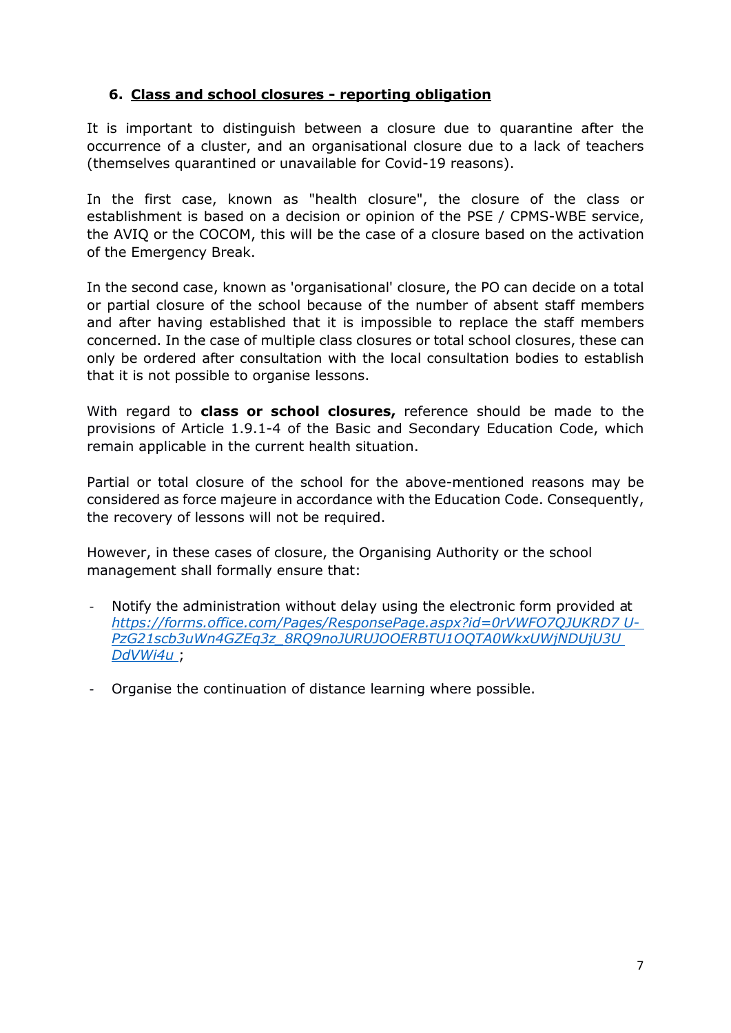## 6. Class and school closures - reporting obligation

It is important to distinguish between a closure due to quarantine after the occurrence of a cluster, and an organisational closure due to a lack of teachers (themselves quarantined or unavailable for Covid-19 reasons).

In the first case, known as "health closure", the closure of the class or establishment is based on a decision or opinion of the PSE / CPMS-WBE service, the AVIQ or the COCOM, this will be the case of a closure based on the activation of the Emergency Break.

In the second case, known as 'organisational' closure, the PO can decide on a total or partial closure of the school because of the number of absent staff members and after having established that it is impossible to replace the staff members concerned. In the case of multiple class closures or total school closures, these can only be ordered after consultation with the local consultation bodies to establish that it is not possible to organise lessons.

With regard to **class or school closures,** reference should be made to the provisions of Article 1.9.1-4 of the Basic and Secondary Education Code, which remain applicable in the current health situation.

Partial or total closure of the school for the above-mentioned reasons may be considered as force majeure in accordance with the Education Code. Consequently, the recovery of lessons will not be required.

However, in these cases of closure, the Organising Authority or the school management shall formally ensure that:

- Notify the administration without delay using the electronic form provided at *https://forms.office.com/Pages/ResponsePage.aspx?id=0rVWFO7QJUKRD7 U-PzG21scb3uWn4GZEq3z_8RQ9noJURUJOOERBTU1OQTA0WkxUWjNDUjU3U DdVWi4u* ;
- Organise the continuation of distance learning where possible.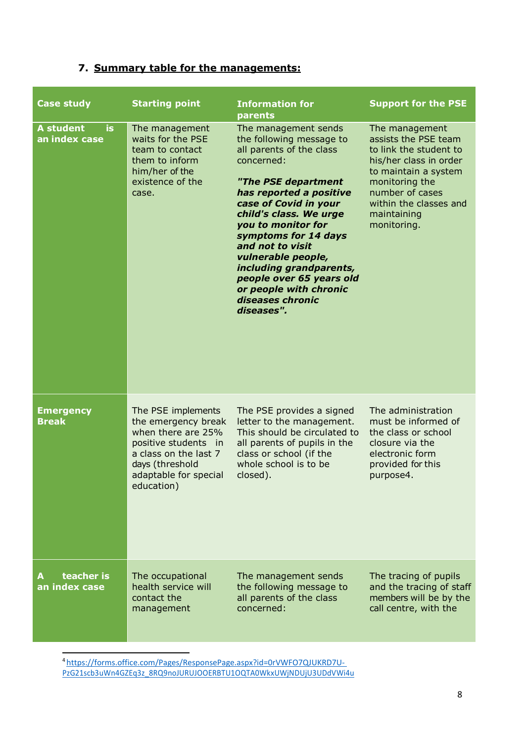## 7. Summary table for the managements:

| Case study | Starting point | Information for parents | Support for the PSE |
| --- | --- | --- | --- |
| **A student is an index case** | The management waits for the PSE team to contact them to inform him/her of the existence of the case. | The management sends the following message to all parents of the class concerned:<br><br>***"The PSE department has reported a positive case of Covid in your child's class. We urge you to monitor for symptoms for 14 days and not to visit vulnerable people, including grandparents, people over 65 years old or people with chronic diseases chronic diseases".*** | The management assists the PSE team to link the student to his/her class in order to maintain a system monitoring the number of cases within the classes and maintaining monitoring. |
| **Emergency Break** | The PSE implements the emergency break when there are 25% positive students in a class on the last 7 days (threshold adaptable for special education) | The PSE provides a signed letter to the management. This should be circulated to all parents of pupils in the class or school (if the whole school is to be closed). | The administration must be informed of the class or school closure via the electronic form provided for this purpose[4]. |
| **A teacher is an index case** | The occupational health service will contact the management | The management sends the following message to all parents of the class concerned: | The tracing of pupils and the tracing of staff members will be by the call centre, with the |

[4] https://forms.office.com/Pages/ResponsePage.aspx?id=0rVWFO7QJUKRD7U-PzG21scb3uWn4GZEq3z_8RQ9noJURUJOOERBTU1OQTA0WkxUWjNDUjU3UDdVWi4u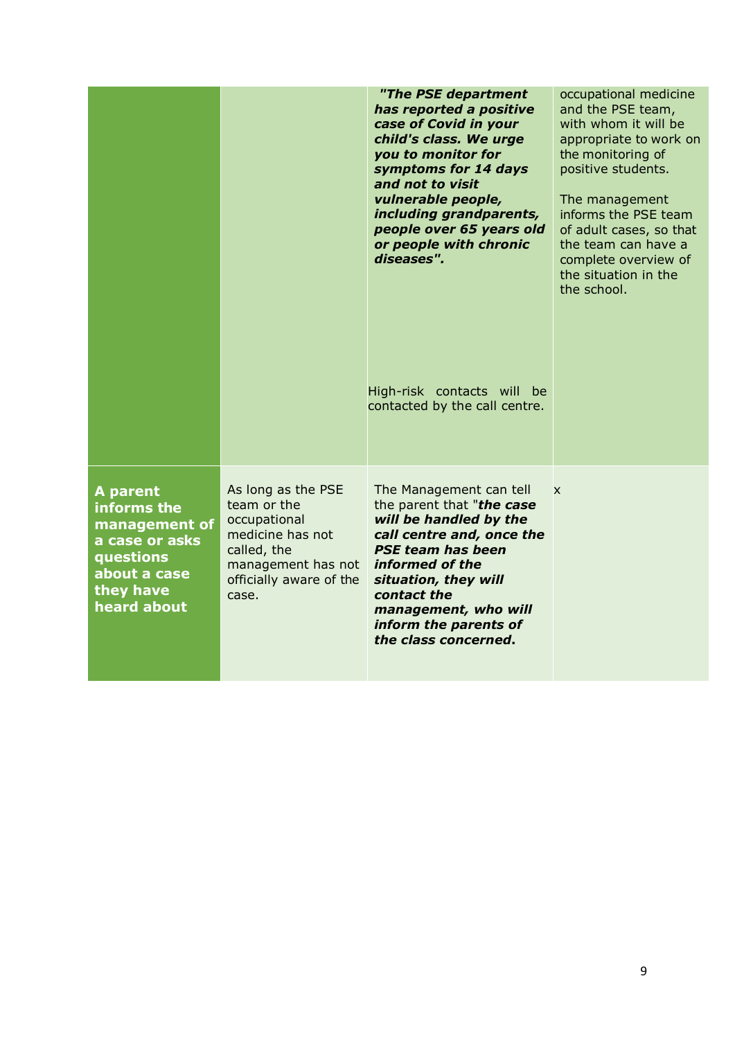| | | | |
|---|---|---|---|
| | | ***"The PSE department has reported a positive case of Covid in your child's class. We urge you to monitor for symptoms for 14 days and not to visit vulnerable people, including grandparents, people over 65 years old or people with chronic diseases".*** <br><br> High-risk contacts will be contacted by the call centre. | occupational medicine and the PSE team, with whom it will be appropriate to work on the monitoring of positive students. <br><br> The management informs the PSE team of adult cases, so that the team can have a complete overview of the situation in the the school. |
| **A parent informs the management of a case or asks questions about a case they have heard about** | As long as the PSE team or the occupational medicine has not called, the management has not officially aware of the case. | The Management can tell the parent that "***the case will be handled by the call centre and, once the PSE team has been informed of the situation, they will contact the management, who will inform the parents of the class concerned*.** | x |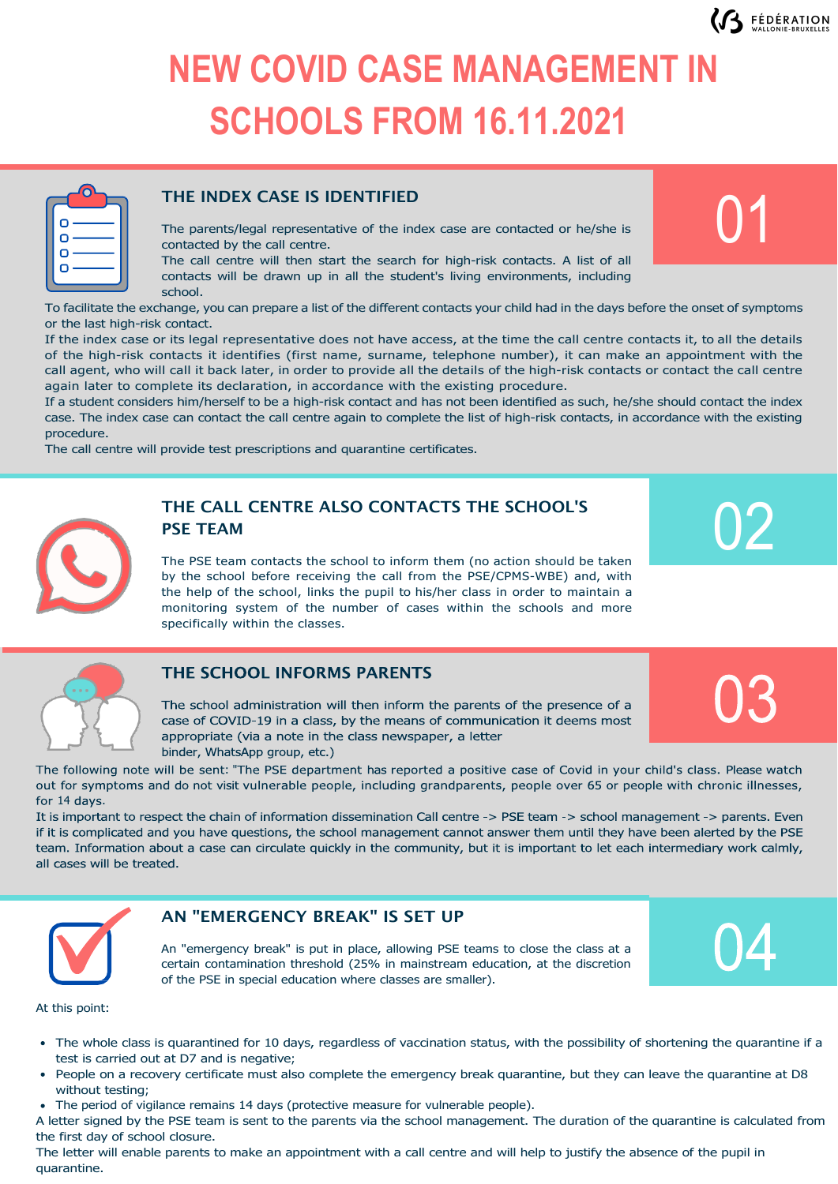# NEW COVID CASE MANAGEMENT IN SCHOOLS FROM 16.11.2021

## 01 THE INDEX CASE IS IDENTIFIED

The parents/legal representative of the index case are contacted or he/she is contacted by the call centre.
The call centre will then start the search for high-risk contacts. A list of all contacts will be drawn up in all the student's living environments, including school.
To facilitate the exchange, you can prepare a list of the different contacts your child had in the days before the onset of symptoms or the last high-risk contact.
If the index case or its legal representative does not have access, at the time the call centre contacts it, to all the details of the high-risk contacts it identifies (first name, surname, telephone number), it can make an appointment with the call agent, who will call it back later, in order to provide all the details of the high-risk contacts or contact the call centre again later to complete its declaration, in accordance with the existing procedure.
If a student considers him/herself to be a high-risk contact and has not been identified as such, he/she should contact the index case. The index case can contact the call centre again to complete the list of high-risk contacts, in accordance with the existing procedure.
The call centre will provide test prescriptions and quarantine certificates.

## 02 THE CALL CENTRE ALSO CONTACTS THE SCHOOL'S PSE TEAM

The PSE team contacts the school to inform them (no action should be taken by the school before receiving the call from the PSE/CPMS-WBE) and, with the help of the school, links the pupil to his/her class in order to maintain a monitoring system of the number of cases within the schools and more specifically within the classes.

## 03 THE SCHOOL INFORMS PARENTS

The school administration will then inform the parents of the presence of a case of COVID-19 in a class, by the means of communication it deems most appropriate (via a note in the class newspaper, a letter binder, WhatsApp group, etc.)
The following note will be sent: "The PSE department has reported a positive case of Covid in your child's class. Please watch out for symptoms and do not visit vulnerable people, including grandparents, people over 65 or people with chronic illnesses, for 14 days.
It is important to respect the chain of information dissemination Call centre -> PSE team -> school management -> parents. Even if it is complicated and you have questions, the school management cannot answer them until they have been alerted by the PSE team. Information about a case can circulate quickly in the community, but it is important to let each intermediary work calmly, all cases will be treated.

## 04 AN "EMERGENCY BREAK" IS SET UP

An "emergency break" is put in place, allowing PSE teams to close the class at a certain contamination threshold (25% in mainstream education, at the discretion of the PSE in special education where classes are smaller).

At this point:

- The whole class is quarantined for 10 days, regardless of vaccination status, with the possibility of shortening the quarantine if a test is carried out at D7 and is negative;
- People on a recovery certificate must also complete the emergency break quarantine, but they can leave the quarantine at D8 without testing;
- The period of vigilance remains 14 days (protective measure for vulnerable people).

A letter signed by the PSE team is sent to the parents via the school management. The duration of the quarantine is calculated from the first day of school closure.
The letter will enable parents to make an appointment with a call centre and will help to justify the absence of the pupil in quarantine.